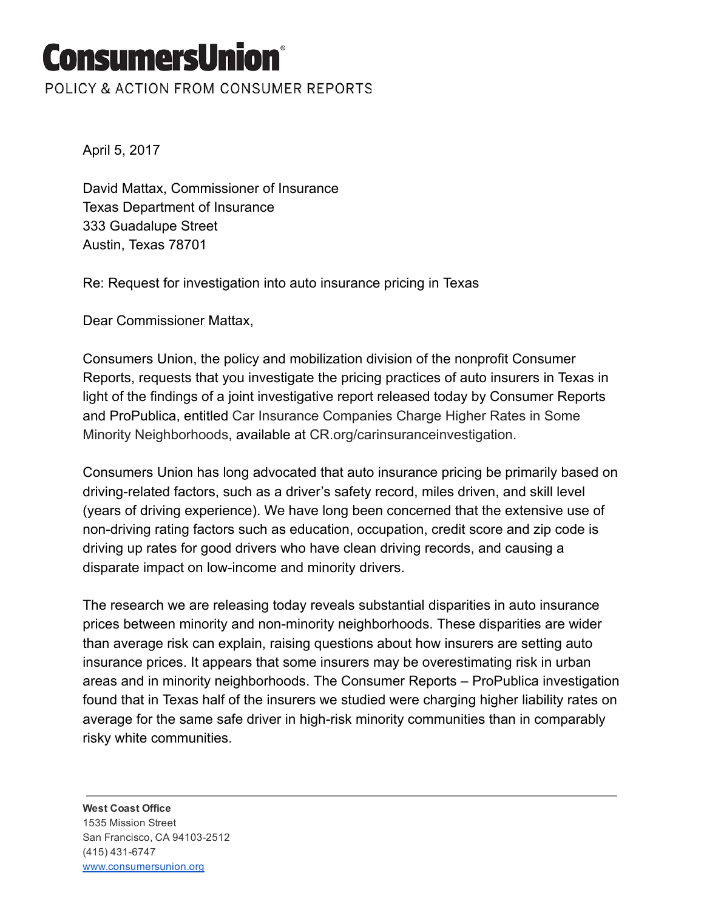# ConsumersUnion®

POLICY & ACTION FROM CONSUMER REPORTS

April 5, 2017

David Mattax, Commissioner of Insurance
Texas Department of Insurance
333 Guadalupe Street
Austin, Texas 78701

Re: Request for investigation into auto insurance pricing in Texas

Dear Commissioner Mattax,

Consumers Union, the policy and mobilization division of the nonprofit Consumer Reports, requests that you investigate the pricing practices of auto insurers in Texas in light of the findings of a joint investigative report released today by Consumer Reports and ProPublica, entitled Car Insurance Companies Charge Higher Rates in Some Minority Neighborhoods, available at CR.org/carinsuranceinvestigation.

Consumers Union has long advocated that auto insurance pricing be primarily based on driving-related factors, such as a driver's safety record, miles driven, and skill level (years of driving experience). We have long been concerned that the extensive use of non-driving rating factors such as education, occupation, credit score and zip code is driving up rates for good drivers who have clean driving records, and causing a disparate impact on low-income and minority drivers.

The research we are releasing today reveals substantial disparities in auto insurance prices between minority and non-minority neighborhoods. These disparities are wider than average risk can explain, raising questions about how insurers are setting auto insurance prices. It appears that some insurers may be overestimating risk in urban areas and in minority neighborhoods. The Consumer Reports – ProPublica investigation found that in Texas half of the insurers we studied were charging higher liability rates on average for the same safe driver in high-risk minority communities than in comparably risky white communities.

**West Coast Office**
1535 Mission Street
San Francisco, CA 94103-2512
(415) 431-6747
www.consumersunion.org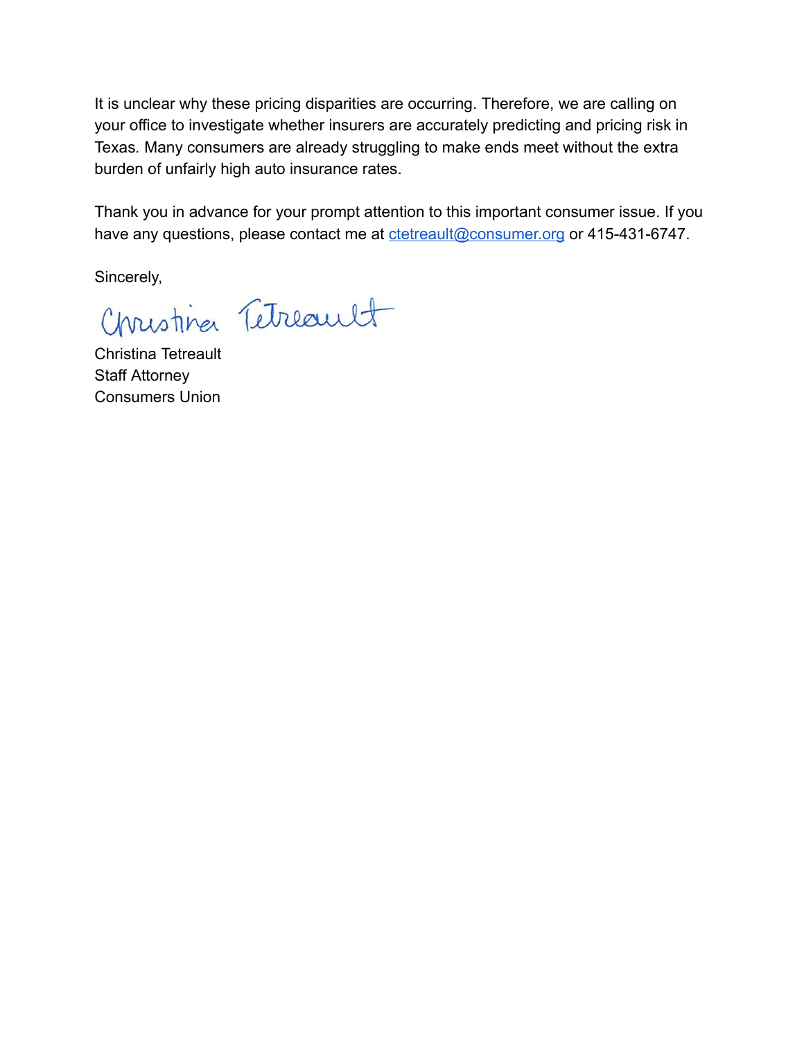It is unclear why these pricing disparities are occurring. Therefore, we are calling on your office to investigate whether insurers are accurately predicting and pricing risk in Texas. Many consumers are already struggling to make ends meet without the extra burden of unfairly high auto insurance rates.

Thank you in advance for your prompt attention to this important consumer issue. If you have any questions, please contact me at ctetreault@consumer.org or 415-431-6747.

Sincerely,

Christina Tetreault
Staff Attorney
Consumers Union